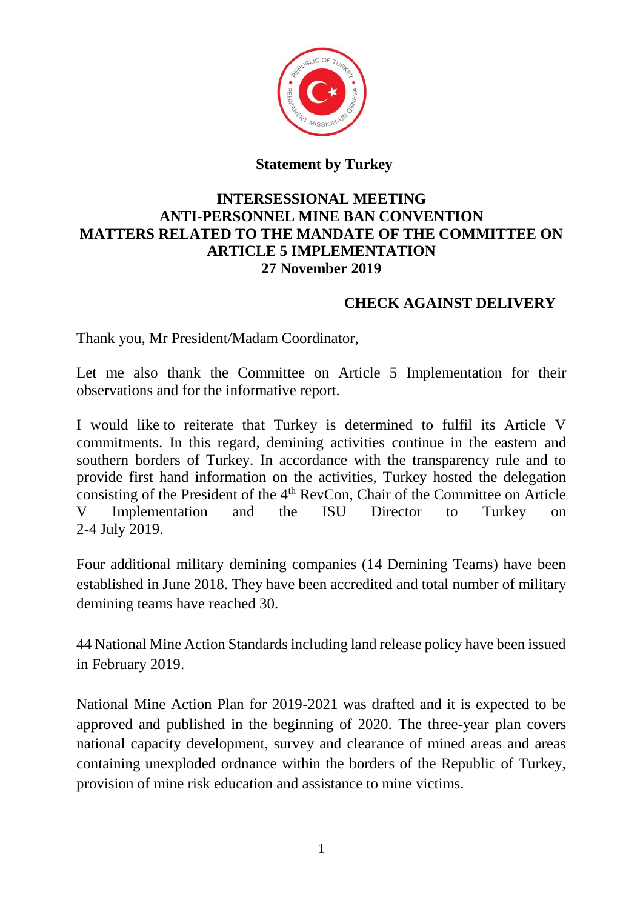**Statement by Turkey**

**INTERSESSIONAL MEETING**
**ANTI-PERSONNEL MINE BAN CONVENTION**
**MATTERS RELATED TO THE MANDATE OF THE COMMITTEE ON ARTICLE 5 IMPLEMENTATION**
**27 November 2019**

**CHECK AGAINST DELIVERY**

Thank you, Mr President/Madam Coordinator,

Let me also thank the Committee on Article 5 Implementation for their observations and for the informative report.

I would like to reiterate that Turkey is determined to fulfil its Article V commitments. In this regard, demining activities continue in the eastern and southern borders of Turkey. In accordance with the transparency rule and to provide first hand information on the activities, Turkey hosted the delegation consisting of the President of the 4th RevCon, Chair of the Committee on Article V Implementation and the ISU Director to Turkey on 2-4 July 2019.

Four additional military demining companies (14 Demining Teams) have been established in June 2018. They have been accredited and total number of military demining teams have reached 30.

44 National Mine Action Standards including land release policy have been issued in February 2019.

National Mine Action Plan for 2019-2021 was drafted and it is expected to be approved and published in the beginning of 2020. The three-year plan covers national capacity development, survey and clearance of mined areas and areas containing unexploded ordnance within the borders of the Republic of Turkey, provision of mine risk education and assistance to mine victims.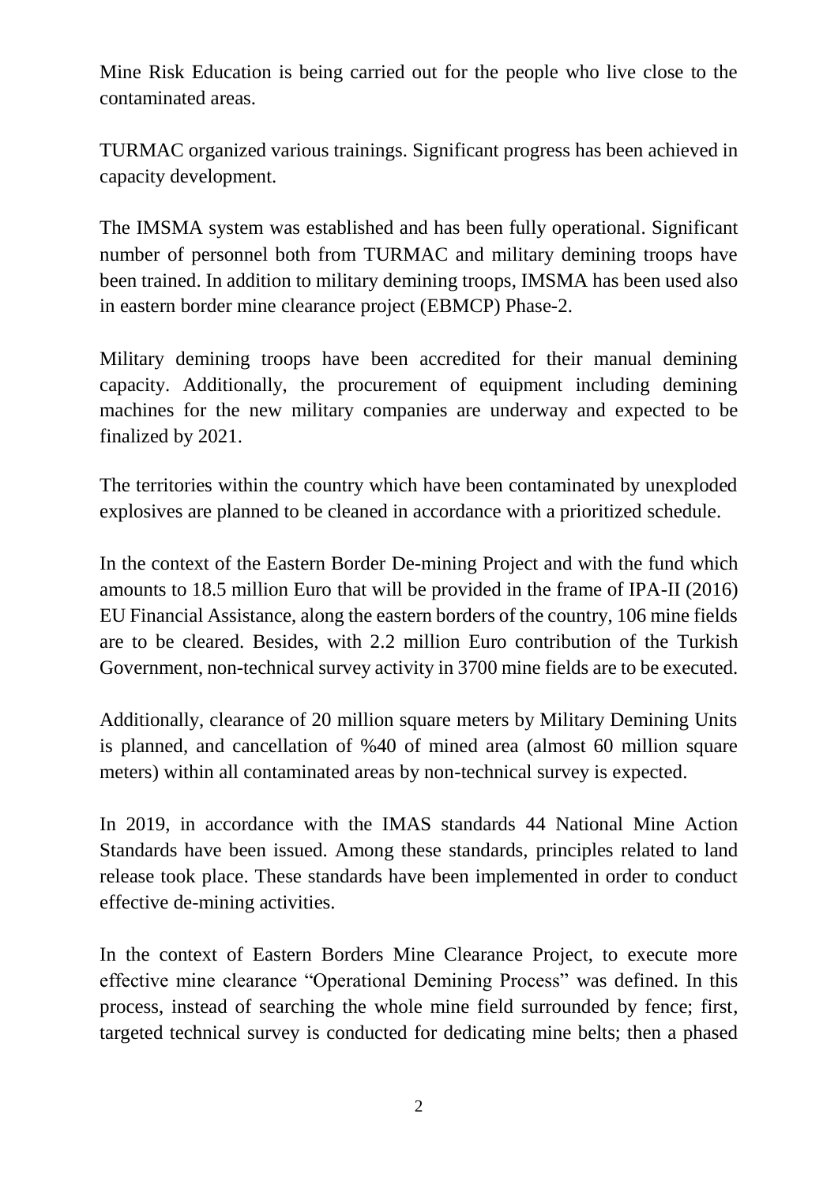Mine Risk Education is being carried out for the people who live close to the contaminated areas.

TURMAC organized various trainings. Significant progress has been achieved in capacity development.

The IMSMA system was established and has been fully operational. Significant number of personnel both from TURMAC and military demining troops have been trained. In addition to military demining troops, IMSMA has been used also in eastern border mine clearance project (EBMCP) Phase-2.

Military demining troops have been accredited for their manual demining capacity. Additionally, the procurement of equipment including demining machines for the new military companies are underway and expected to be finalized by 2021.

The territories within the country which have been contaminated by unexploded explosives are planned to be cleaned in accordance with a prioritized schedule.

In the context of the Eastern Border De-mining Project and with the fund which amounts to 18.5 million Euro that will be provided in the frame of IPA-II (2016) EU Financial Assistance, along the eastern borders of the country, 106 mine fields are to be cleared. Besides, with 2.2 million Euro contribution of the Turkish Government, non-technical survey activity in 3700 mine fields are to be executed.

Additionally, clearance of 20 million square meters by Military Demining Units is planned, and cancellation of %40 of mined area (almost 60 million square meters) within all contaminated areas by non-technical survey is expected.

In 2019, in accordance with the IMAS standards 44 National Mine Action Standards have been issued. Among these standards, principles related to land release took place. These standards have been implemented in order to conduct effective de-mining activities.

In the context of Eastern Borders Mine Clearance Project, to execute more effective mine clearance "Operational Demining Process" was defined. In this process, instead of searching the whole mine field surrounded by fence; first, targeted technical survey is conducted for dedicating mine belts; then a phased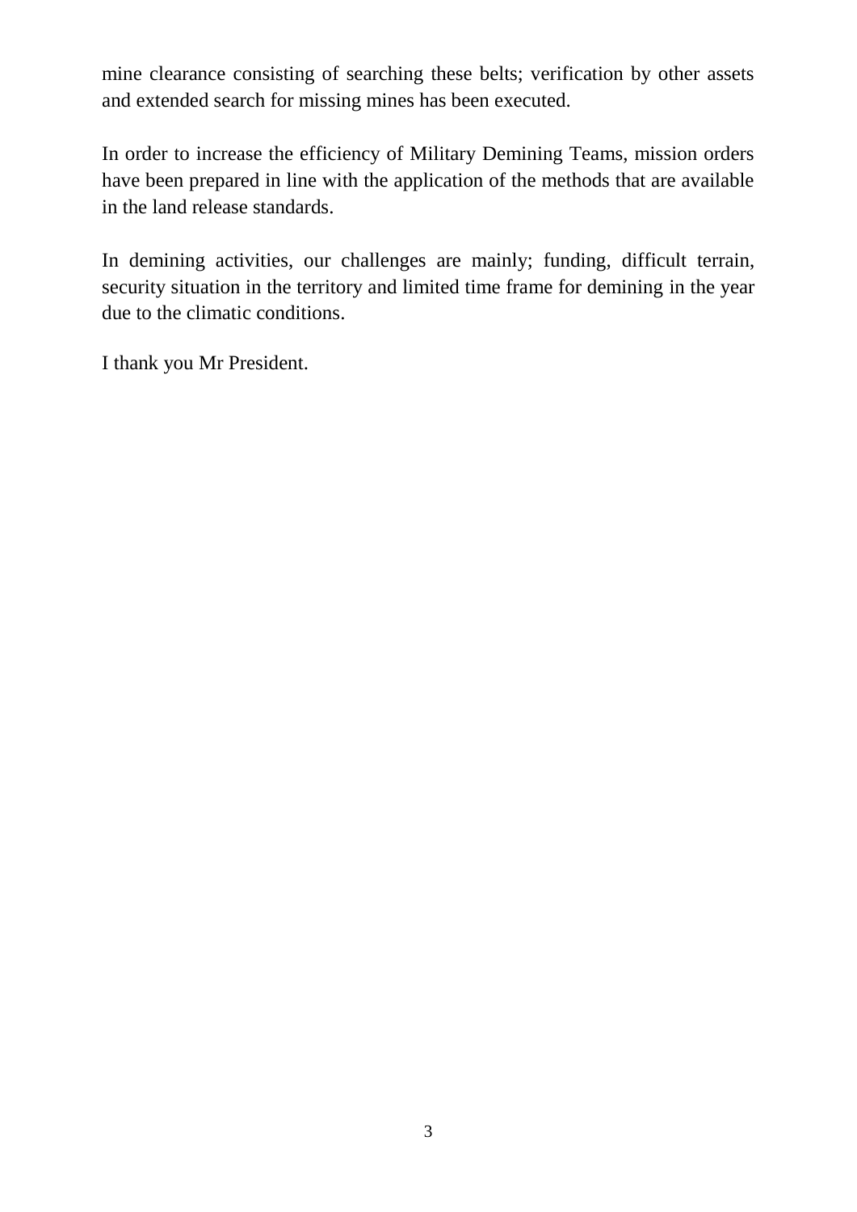mine clearance consisting of searching these belts; verification by other assets and extended search for missing mines has been executed.

In order to increase the efficiency of Military Demining Teams, mission orders have been prepared in line with the application of the methods that are available in the land release standards.

In demining activities, our challenges are mainly; funding, difficult terrain, security situation in the territory and limited time frame for demining in the year due to the climatic conditions.

I thank you Mr President.